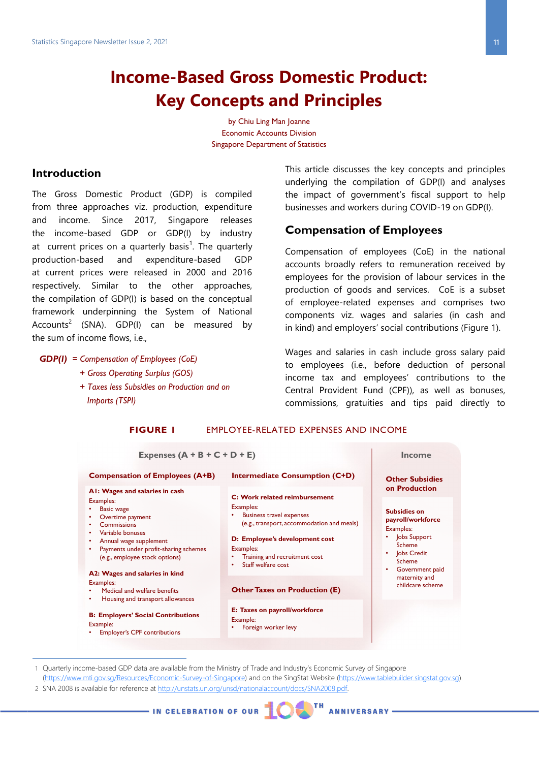# Income-Based Gross Domestic Product: Key Concepts and Principles

by Chiu Ling Man Joanne
Economic Accounts Division
Singapore Department of Statistics

## Introduction

The Gross Domestic Product (GDP) is compiled from three approaches viz. production, expenditure and income. Since 2017, Singapore releases the income-based GDP or GDP(I) by industry at current prices on a quarterly basis[1]. The quarterly production-based and expenditure-based GDP at current prices were released in 2000 and 2016 respectively. Similar to the other approaches, the compilation of GDP(I) is based on the conceptual framework underpinning the System of National Accounts[2] (SNA). GDP(I) can be measured by the sum of income flows, i.e.,

***GDP(I)*** *= Compensation of Employees (CoE)*
*+ Gross Operating Surplus (GOS)*
*+ Taxes less Subsidies on Production and on Imports (TSPI)*

This article discusses the key concepts and principles underlying the compilation of GDP(I) and analyses the impact of government's fiscal support to help businesses and workers during COVID-19 on GDP(I).

## Compensation of Employees

Compensation of employees (CoE) in the national accounts broadly refers to remuneration received by employees for the provision of labour services in the production of goods and services. CoE is a subset of employee-related expenses and comprises two components viz. wages and salaries (in cash and in kind) and employers' social contributions (Figure 1).

Wages and salaries in cash include gross salary paid to employees (i.e., before deduction of personal income tax and employees' contributions to the Central Provident Fund (CPF)), as well as bonuses, commissions, gratuities and tips paid directly to

**FIGURE 1** EMPLOYEE-RELATED EXPENSES AND INCOME

| Expenses (A + B + C + D + E) | | Income |
|---|---|---|
| **Compensation of Employees (A+B)** | **Intermediate Consumption (C+D)** | **Other Subsidies on Production** |
| **A1: Wages and salaries in cash**<br>Examples:<br>• Basic wage<br>• Overtime payment<br>• Commissions<br>• Variable bonuses<br>• Annual wage supplement<br>• Payments under profit-sharing schemes (e.g., employee stock options) | **C: Work related reimbursement**<br>Examples:<br>• Business travel expenses (e.g., transport, accommodation and meals)<br><br>**D: Employee's development cost**<br>Examples:<br>• Training and recruitment cost<br>• Staff welfare cost | **Subsidies on payroll/workforce**<br>Examples:<br>• Jobs Support Scheme<br>• Jobs Credit Scheme<br>• Government paid maternity and childcare scheme |
| **A2: Wages and salaries in kind**<br>Examples:<br>• Medical and welfare benefits<br>• Housing and transport allowances | **Other Taxes on Production (E)** | |
| **B: Employers' Social Contributions**<br>Example:<br>• Employer's CPF contributions | **E: Taxes on payroll/workforce**<br>Example:<br>• Foreign worker levy | |

1 Quarterly income-based GDP data are available from the Ministry of Trade and Industry's Economic Survey of Singapore (https://www.mti.gov.sg/Resources/Economic-Survey-of-Singapore) and on the SingStat Website (https://www.tablebuilder.singstat.gov.sg).

2 SNA 2008 is available for reference at http://unstats.un.org/unsd/nationalaccount/docs/SNA2008.pdf.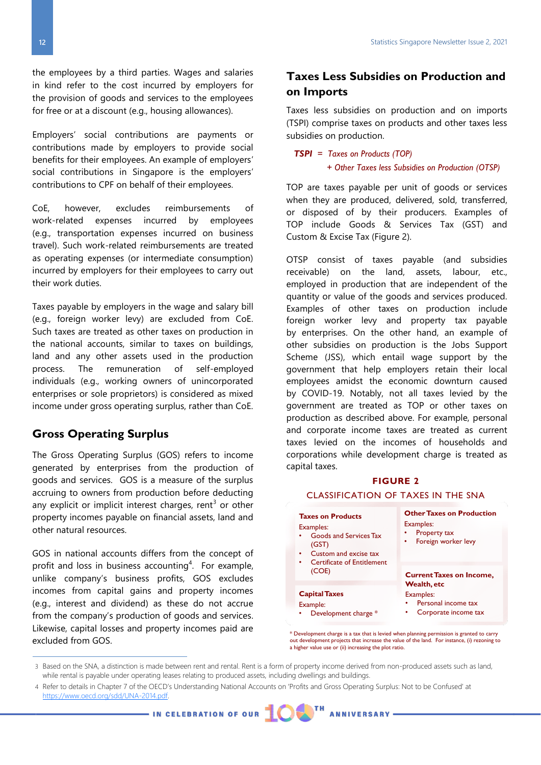the employees by a third parties. Wages and salaries in kind refer to the cost incurred by employers for the provision of goods and services to the employees for free or at a discount (e.g., housing allowances).

Employers' social contributions are payments or contributions made by employers to provide social benefits for their employees. An example of employers' social contributions in Singapore is the employers' contributions to CPF on behalf of their employees.

CoE, however, excludes reimbursements of work-related expenses incurred by employees (e.g., transportation expenses incurred on business travel). Such work-related reimbursements are treated as operating expenses (or intermediate consumption) incurred by employers for their employees to carry out their work duties.

Taxes payable by employers in the wage and salary bill (e.g., foreign worker levy) are excluded from CoE. Such taxes are treated as other taxes on production in the national accounts, similar to taxes on buildings, land and any other assets used in the production process. The remuneration of self-employed individuals (e.g., working owners of unincorporated enterprises or sole proprietors) is considered as mixed income under gross operating surplus, rather than CoE.

## Gross Operating Surplus

The Gross Operating Surplus (GOS) refers to income generated by enterprises from the production of goods and services. GOS is a measure of the surplus accruing to owners from production before deducting any explicit or implicit interest charges, rent[3] or other property incomes payable on financial assets, land and other natural resources.

GOS in national accounts differs from the concept of profit and loss in business accounting[4]. For example, unlike company's business profits, GOS excludes incomes from capital gains and property incomes (e.g., interest and dividend) as these do not accrue from the company's production of goods and services. Likewise, capital losses and property incomes paid are excluded from GOS.

## Taxes Less Subsidies on Production and on Imports

Taxes less subsidies on production and on imports (TSPI) comprise taxes on products and other taxes less subsidies on production.

***TSPI*** *= Taxes on Products (TOP)*
*+ Other Taxes less Subsidies on Production (OTSP)*

TOP are taxes payable per unit of goods or services when they are produced, delivered, sold, transferred, or disposed of by their producers. Examples of TOP include Goods & Services Tax (GST) and Custom & Excise Tax (Figure 2).

OTSP consist of taxes payable (and subsidies receivable) on the land, assets, labour, etc., employed in production that are independent of the quantity or value of the goods and services produced. Examples of other taxes on production include foreign worker levy and property tax payable by enterprises. On the other hand, an example of other subsidies on production is the Jobs Support Scheme (JSS), which entail wage support by the government that help employers retain their local employees amidst the economic downturn caused by COVID-19. Notably, not all taxes levied by the government are treated as TOP or other taxes on production as described above. For example, personal and corporate income taxes are treated as current taxes levied on the incomes of households and corporations while development charge is treated as capital taxes.

**FIGURE 2**

CLASSIFICATION OF TAXES IN THE SNA

**Taxes on Products**
Examples:
- Goods and Services Tax (GST)
- Custom and excise tax
- Certificate of Entitlement (COE)

**Other Taxes on Production**
Examples:
- Property tax
- Foreign worker levy

**Capital Taxes**
Example:
- Development charge *

**Current Taxes on Income, Wealth, etc**
Examples:
- Personal income tax
- Corporate income tax

\* Development charge is a tax that is levied when planning permission is granted to carry out development projects that increase the value of the land. For instance, (i) rezoning to a higher value use or (ii) increasing the plot ratio.

---

3 Based on the SNA, a distinction is made between rent and rental. Rent is a form of property income derived from non-produced assets such as land, while rental is payable under operating leases relating to produced assets, including dwellings and buildings.

4 Refer to details in Chapter 7 of the OECD's Understanding National Accounts on 'Profits and Gross Operating Surplus: Not to be Confused' at https://www.oecd.org/sdd/UNA-2014.pdf.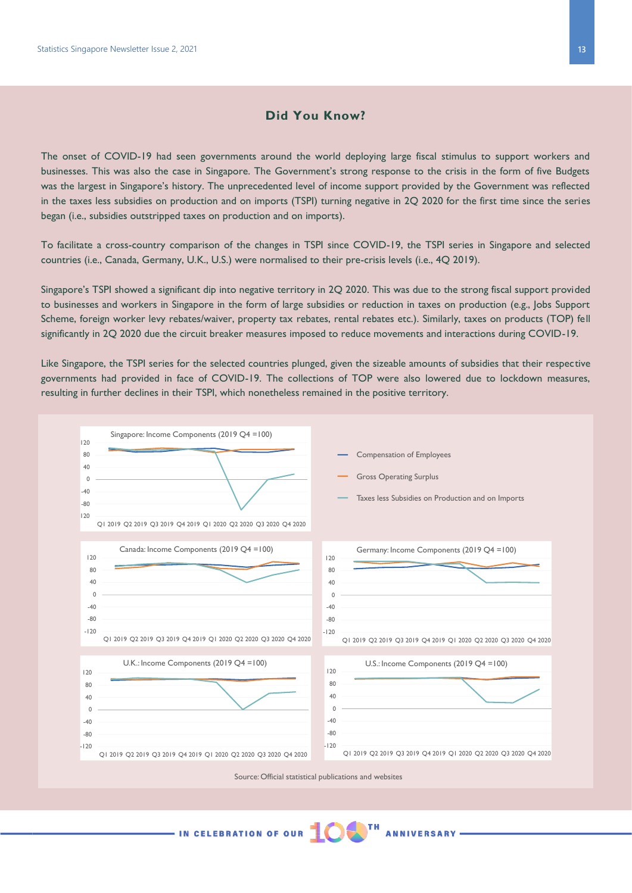## Did You Know?

The onset of COVID-19 had seen governments around the world deploying large fiscal stimulus to support workers and businesses. This was also the case in Singapore. The Government's strong response to the crisis in the form of five Budgets was the largest in Singapore's history. The unprecedented level of income support provided by the Government was reflected in the taxes less subsidies on production and on imports (TSPI) turning negative in 2Q 2020 for the first time since the series began (i.e., subsidies outstripped taxes on production and on imports).

To facilitate a cross-country comparison of the changes in TSPI since COVID-19, the TSPI series in Singapore and selected countries (i.e., Canada, Germany, U.K., U.S.) were normalised to their pre-crisis levels (i.e., 4Q 2019).

Singapore's TSPI showed a significant dip into negative territory in 2Q 2020. This was due to the strong fiscal support provided to businesses and workers in Singapore in the form of large subsidies or reduction in taxes on production (e.g., Jobs Support Scheme, foreign worker levy rebates/waiver, property tax rebates, rental rebates etc.). Similarly, taxes on products (TOP) fell significantly in 2Q 2020 due the circuit breaker measures imposed to reduce movements and interactions during COVID-19.

Like Singapore, the TSPI series for the selected countries plunged, given the sizeable amounts of subsidies that their respective governments had provided in face of COVID-19. The collections of TOP were also lowered due to lockdown measures, resulting in further declines in their TSPI, which nonetheless remained in the positive territory.

Singapore: Income Components (2019 Q4 =100)

120, 80, 40, 0, -40, -80, -120

Q1 2019 Q2 2019 Q3 2019 Q4 2019 Q1 2020 Q2 2020 Q3 2020 Q4 2020

Compensation of Employees

Gross Operating Surplus

Taxes less Subsidies on Production and on Imports

Canada: Income Components (2019 Q4 =100)

120, 80, 40, 0, -40, -80, -120

Q1 2019 Q2 2019 Q3 2019 Q4 2019 Q1 2020 Q2 2020 Q3 2020 Q4 2020

Germany: Income Components (2019 Q4 =100)

120, 80, 40, 0, -40, -80, -120

Q1 2019 Q2 2019 Q3 2019 Q4 2019 Q1 2020 Q2 2020 Q3 2020 Q4 2020

U.K.: Income Components (2019 Q4 =100)

120, 80, 40, 0, -40, -80, -120

Q1 2019 Q2 2019 Q3 2019 Q4 2019 Q1 2020 Q2 2020 Q3 2020 Q4 2020

U.S.: Income Components (2019 Q4 =100)

120, 80, 40, 0, -40, -80, -120

Q1 2019 Q2 2019 Q3 2019 Q4 2019 Q1 2020 Q2 2020 Q3 2020 Q4 2020

Source: Official statistical publications and websites